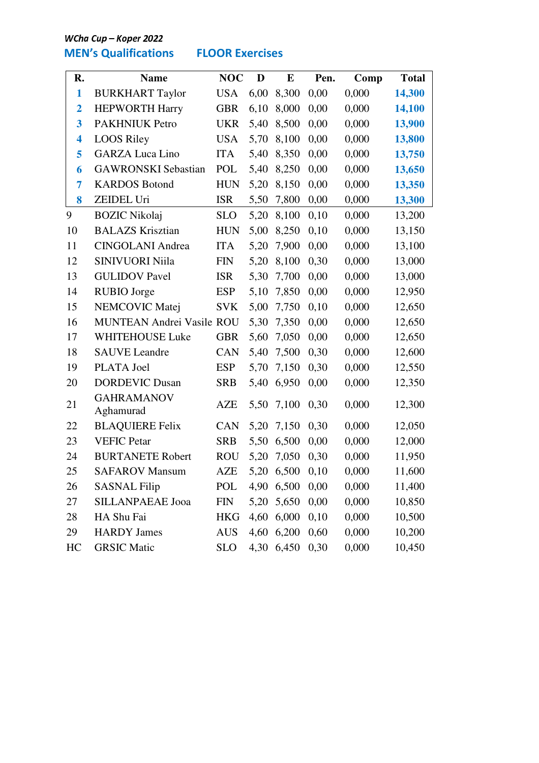*WCha Cup – Koper 2022*

## MEN's Qualifications FLOOR Exercises

| R. | Name | NOC | D | E | Pen. | Comp | Total |
|---|---|---|---|---|---|---|---|
| **1** | BURKHART Taylor | USA | 6,00 | 8,300 | 0,00 | 0,000 | **14,300** |
| **2** | HEPWORTH Harry | GBR | 6,10 | 8,000 | 0,00 | 0,000 | **14,100** |
| **3** | PAKHNIUK Petro | UKR | 5,40 | 8,500 | 0,00 | 0,000 | **13,900** |
| **4** | LOOS Riley | USA | 5,70 | 8,100 | 0,00 | 0,000 | **13,800** |
| **5** | GARZA Luca Lino | ITA | 5,40 | 8,350 | 0,00 | 0,000 | **13,750** |
| **6** | GAWRONSKI Sebastian | POL | 5,40 | 8,250 | 0,00 | 0,000 | **13,650** |
| **7** | KARDOS Botond | HUN | 5,20 | 8,150 | 0,00 | 0,000 | **13,350** |
| **8** | ZEIDEL Uri | ISR | 5,50 | 7,800 | 0,00 | 0,000 | **13,300** |
| 9 | BOZIC Nikolaj | SLO | 5,20 | 8,100 | 0,10 | 0,000 | 13,200 |
| 10 | BALAZS Krisztian | HUN | 5,00 | 8,250 | 0,10 | 0,000 | 13,150 |
| 11 | CINGOLANI Andrea | ITA | 5,20 | 7,900 | 0,00 | 0,000 | 13,100 |
| 12 | SINIVUORI Niila | FIN | 5,20 | 8,100 | 0,30 | 0,000 | 13,000 |
| 13 | GULIDOV Pavel | ISR | 5,30 | 7,700 | 0,00 | 0,000 | 13,000 |
| 14 | RUBIO Jorge | ESP | 5,10 | 7,850 | 0,00 | 0,000 | 12,950 |
| 15 | NEMCOVIC Matej | SVK | 5,00 | 7,750 | 0,10 | 0,000 | 12,650 |
| 16 | MUNTEAN Andrei Vasile | ROU | 5,30 | 7,350 | 0,00 | 0,000 | 12,650 |
| 17 | WHITEHOUSE Luke | GBR | 5,60 | 7,050 | 0,00 | 0,000 | 12,650 |
| 18 | SAUVE Leandre | CAN | 5,40 | 7,500 | 0,30 | 0,000 | 12,600 |
| 19 | PLATA Joel | ESP | 5,70 | 7,150 | 0,30 | 0,000 | 12,550 |
| 20 | DORDEVIC Dusan | SRB | 5,40 | 6,950 | 0,00 | 0,000 | 12,350 |
| 21 | GAHRAMANOV Aghamurad | AZE | 5,50 | 7,100 | 0,30 | 0,000 | 12,300 |
| 22 | BLAQUIERE Felix | CAN | 5,20 | 7,150 | 0,30 | 0,000 | 12,050 |
| 23 | VEFIC Petar | SRB | 5,50 | 6,500 | 0,00 | 0,000 | 12,000 |
| 24 | BURTANETE Robert | ROU | 5,20 | 7,050 | 0,30 | 0,000 | 11,950 |
| 25 | SAFAROV Mansum | AZE | 5,20 | 6,500 | 0,10 | 0,000 | 11,600 |
| 26 | SASNAL Filip | POL | 4,90 | 6,500 | 0,00 | 0,000 | 11,400 |
| 27 | SILLANPAEAE Jooa | FIN | 5,20 | 5,650 | 0,00 | 0,000 | 10,850 |
| 28 | HA Shu Fai | HKG | 4,60 | 6,000 | 0,10 | 0,000 | 10,500 |
| 29 | HARDY James | AUS | 4,60 | 6,200 | 0,60 | 0,000 | 10,200 |
| HC | GRSIC Matic | SLO | 4,30 | 6,450 | 0,30 | 0,000 | 10,450 |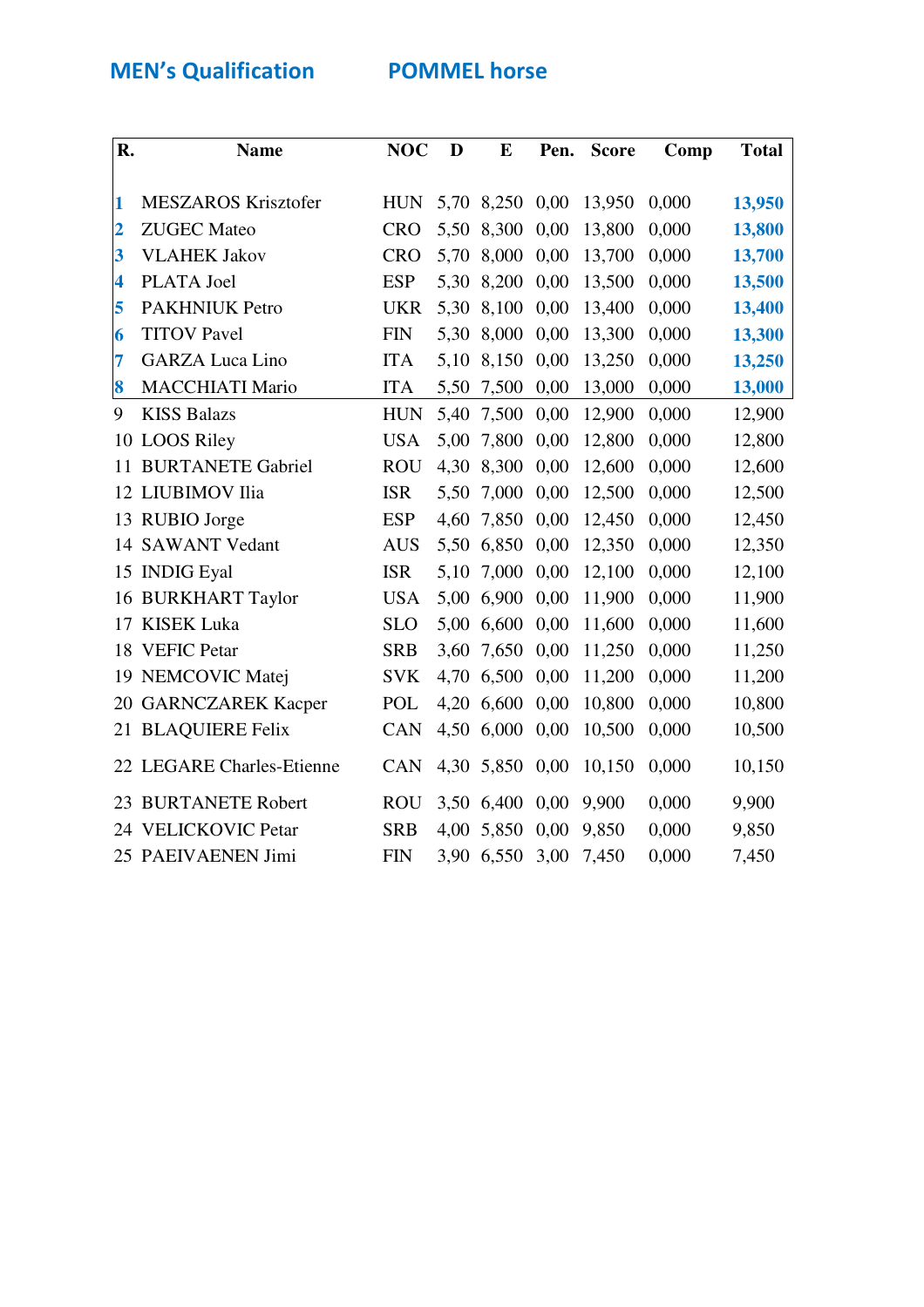**MEN's Qualification          POMMEL horse**

| R. | Name | NOC | D | E | Pen. | Score | Comp | Total |
|---|---|---|---|---|---|---|---|---|
| 1 | MESZAROS Krisztofer | HUN | 5,70 | 8,250 | 0,00 | 13,950 | 0,000 | 13,950 |
| 2 | ZUGEC Mateo | CRO | 5,50 | 8,300 | 0,00 | 13,800 | 0,000 | 13,800 |
| 3 | VLAHEK Jakov | CRO | 5,70 | 8,000 | 0,00 | 13,700 | 0,000 | 13,700 |
| 4 | PLATA Joel | ESP | 5,30 | 8,200 | 0,00 | 13,500 | 0,000 | 13,500 |
| 5 | PAKHNIUK Petro | UKR | 5,30 | 8,100 | 0,00 | 13,400 | 0,000 | 13,400 |
| 6 | TITOV Pavel | FIN | 5,30 | 8,000 | 0,00 | 13,300 | 0,000 | 13,300 |
| 7 | GARZA Luca Lino | ITA | 5,10 | 8,150 | 0,00 | 13,250 | 0,000 | 13,250 |
| 8 | MACCHIATI Mario | ITA | 5,50 | 7,500 | 0,00 | 13,000 | 0,000 | 13,000 |
| 9 | KISS Balazs | HUN | 5,40 | 7,500 | 0,00 | 12,900 | 0,000 | 12,900 |
| 10 | LOOS Riley | USA | 5,00 | 7,800 | 0,00 | 12,800 | 0,000 | 12,800 |
| 11 | BURTANETE Gabriel | ROU | 4,30 | 8,300 | 0,00 | 12,600 | 0,000 | 12,600 |
| 12 | LIUBIMOV Ilia | ISR | 5,50 | 7,000 | 0,00 | 12,500 | 0,000 | 12,500 |
| 13 | RUBIO Jorge | ESP | 4,60 | 7,850 | 0,00 | 12,450 | 0,000 | 12,450 |
| 14 | SAWANT Vedant | AUS | 5,50 | 6,850 | 0,00 | 12,350 | 0,000 | 12,350 |
| 15 | INDIG Eyal | ISR | 5,10 | 7,000 | 0,00 | 12,100 | 0,000 | 12,100 |
| 16 | BURKHART Taylor | USA | 5,00 | 6,900 | 0,00 | 11,900 | 0,000 | 11,900 |
| 17 | KISEK Luka | SLO | 5,00 | 6,600 | 0,00 | 11,600 | 0,000 | 11,600 |
| 18 | VEFIC Petar | SRB | 3,60 | 7,650 | 0,00 | 11,250 | 0,000 | 11,250 |
| 19 | NEMCOVIC Matej | SVK | 4,70 | 6,500 | 0,00 | 11,200 | 0,000 | 11,200 |
| 20 | GARNCZAREK Kacper | POL | 4,20 | 6,600 | 0,00 | 10,800 | 0,000 | 10,800 |
| 21 | BLAQUIERE Felix | CAN | 4,50 | 6,000 | 0,00 | 10,500 | 0,000 | 10,500 |
| 22 | LEGARE Charles-Etienne | CAN | 4,30 | 5,850 | 0,00 | 10,150 | 0,000 | 10,150 |
| 23 | BURTANETE Robert | ROU | 3,50 | 6,400 | 0,00 | 9,900 | 0,000 | 9,900 |
| 24 | VELICKOVIC Petar | SRB | 4,00 | 5,850 | 0,00 | 9,850 | 0,000 | 9,850 |
| 25 | PAEIVAENEN Jimi | FIN | 3,90 | 6,550 | 3,00 | 7,450 | 0,000 | 7,450 |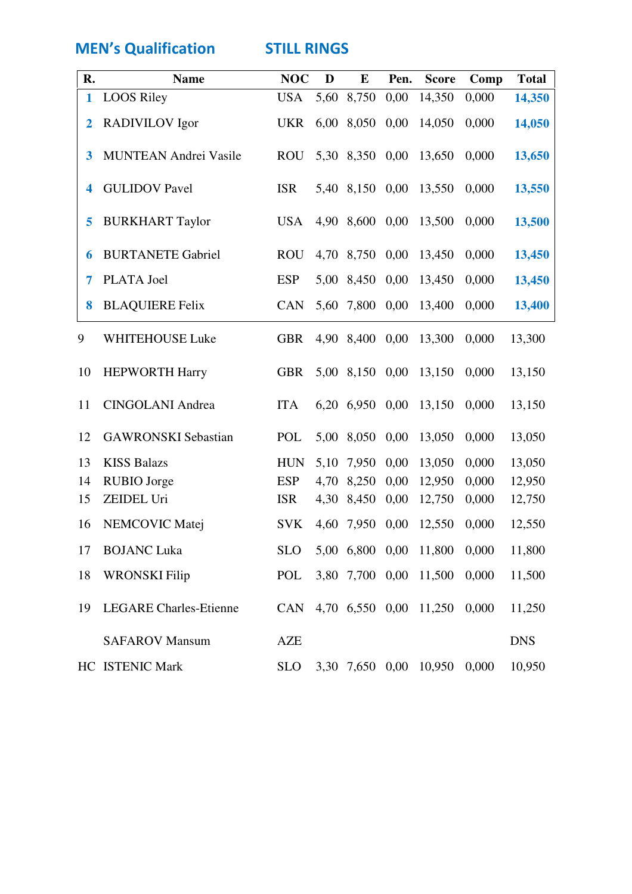## MEN's Qualification STILL RINGS

| R. | Name | NOC | D | E | Pen. | Score | Comp | Total |
|---|---|---|---|---|---|---|---|---|
| 1 | LOOS Riley | USA | 5,60 | 8,750 | 0,00 | 14,350 | 0,000 | 14,350 |
| 2 | RADIVILOV Igor | UKR | 6,00 | 8,050 | 0,00 | 14,050 | 0,000 | 14,050 |
| 3 | MUNTEAN Andrei Vasile | ROU | 5,30 | 8,350 | 0,00 | 13,650 | 0,000 | 13,650 |
| 4 | GULIDOV Pavel | ISR | 5,40 | 8,150 | 0,00 | 13,550 | 0,000 | 13,550 |
| 5 | BURKHART Taylor | USA | 4,90 | 8,600 | 0,00 | 13,500 | 0,000 | 13,500 |
| 6 | BURTANETE Gabriel | ROU | 4,70 | 8,750 | 0,00 | 13,450 | 0,000 | 13,450 |
| 7 | PLATA Joel | ESP | 5,00 | 8,450 | 0,00 | 13,450 | 0,000 | 13,450 |
| 8 | BLAQUIERE Felix | CAN | 5,60 | 7,800 | 0,00 | 13,400 | 0,000 | 13,400 |
| 9 | WHITEHOUSE Luke | GBR | 4,90 | 8,400 | 0,00 | 13,300 | 0,000 | 13,300 |
| 10 | HEPWORTH Harry | GBR | 5,00 | 8,150 | 0,00 | 13,150 | 0,000 | 13,150 |
| 11 | CINGOLANI Andrea | ITA | 6,20 | 6,950 | 0,00 | 13,150 | 0,000 | 13,150 |
| 12 | GAWRONSKI Sebastian | POL | 5,00 | 8,050 | 0,00 | 13,050 | 0,000 | 13,050 |
| 13 | KISS Balazs | HUN | 5,10 | 7,950 | 0,00 | 13,050 | 0,000 | 13,050 |
| 14 | RUBIO Jorge | ESP | 4,70 | 8,250 | 0,00 | 12,950 | 0,000 | 12,950 |
| 15 | ZEIDEL Uri | ISR | 4,30 | 8,450 | 0,00 | 12,750 | 0,000 | 12,750 |
| 16 | NEMCOVIC Matej | SVK | 4,60 | 7,950 | 0,00 | 12,550 | 0,000 | 12,550 |
| 17 | BOJANC Luka | SLO | 5,00 | 6,800 | 0,00 | 11,800 | 0,000 | 11,800 |
| 18 | WRONSKI Filip | POL | 3,80 | 7,700 | 0,00 | 11,500 | 0,000 | 11,500 |
| 19 | LEGARE Charles-Etienne | CAN | 4,70 | 6,550 | 0,00 | 11,250 | 0,000 | 11,250 |
| | SAFAROV Mansum | AZE | | | | | | DNS |
| HC | ISTENIC Mark | SLO | 3,30 | 7,650 | 0,00 | 10,950 | 0,000 | 10,950 |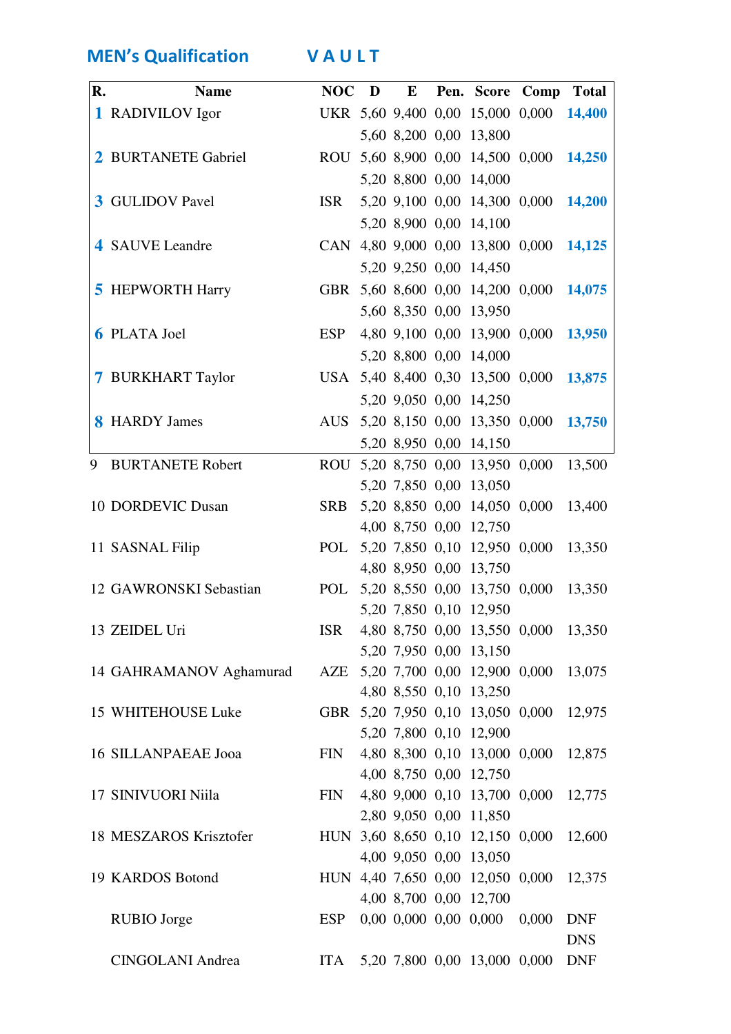## MEN's Qualification VAULT

| R. | Name | NOC | D | E | Pen. | Score | Comp | Total |
|---|---|---|---|---|---|---|---|---|
| 1 | RADIVILOV Igor | UKR | 5,60 | 9,400 | 0,00 | 15,000 | 0,000 | **14,400** |
| | | | 5,60 | 8,200 | 0,00 | 13,800 | | |
| 2 | BURTANETE Gabriel | ROU | 5,60 | 8,900 | 0,00 | 14,500 | 0,000 | **14,250** |
| | | | 5,20 | 8,800 | 0,00 | 14,000 | | |
| 3 | GULIDOV Pavel | ISR | 5,20 | 9,100 | 0,00 | 14,300 | 0,000 | **14,200** |
| | | | 5,20 | 8,900 | 0,00 | 14,100 | | |
| 4 | SAUVE Leandre | CAN | 4,80 | 9,000 | 0,00 | 13,800 | 0,000 | **14,125** |
| | | | 5,20 | 9,250 | 0,00 | 14,450 | | |
| 5 | HEPWORTH Harry | GBR | 5,60 | 8,600 | 0,00 | 14,200 | 0,000 | **14,075** |
| | | | 5,60 | 8,350 | 0,00 | 13,950 | | |
| 6 | PLATA Joel | ESP | 4,80 | 9,100 | 0,00 | 13,900 | 0,000 | **13,950** |
| | | | 5,20 | 8,800 | 0,00 | 14,000 | | |
| 7 | BURKHART Taylor | USA | 5,40 | 8,400 | 0,30 | 13,500 | 0,000 | **13,875** |
| | | | 5,20 | 9,050 | 0,00 | 14,250 | | |
| 8 | HARDY James | AUS | 5,20 | 8,150 | 0,00 | 13,350 | 0,000 | **13,750** |
| | | | 5,20 | 8,950 | 0,00 | 14,150 | | |
| 9 | BURTANETE Robert | ROU | 5,20 | 8,750 | 0,00 | 13,950 | 0,000 | 13,500 |
| | | | 5,20 | 7,850 | 0,00 | 13,050 | | |
| 10 | DORDEVIC Dusan | SRB | 5,20 | 8,850 | 0,00 | 14,050 | 0,000 | 13,400 |
| | | | 4,00 | 8,750 | 0,00 | 12,750 | | |
| 11 | SASNAL Filip | POL | 5,20 | 7,850 | 0,10 | 12,950 | 0,000 | 13,350 |
| | | | 4,80 | 8,950 | 0,00 | 13,750 | | |
| 12 | GAWRONSKI Sebastian | POL | 5,20 | 8,550 | 0,00 | 13,750 | 0,000 | 13,350 |
| | | | 5,20 | 7,850 | 0,10 | 12,950 | | |
| 13 | ZEIDEL Uri | ISR | 4,80 | 8,750 | 0,00 | 13,550 | 0,000 | 13,350 |
| | | | 5,20 | 7,950 | 0,00 | 13,150 | | |
| 14 | GAHRAMANOV Aghamurad | AZE | 5,20 | 7,700 | 0,00 | 12,900 | 0,000 | 13,075 |
| | | | 4,80 | 8,550 | 0,10 | 13,250 | | |
| 15 | WHITEHOUSE Luke | GBR | 5,20 | 7,950 | 0,10 | 13,050 | 0,000 | 12,975 |
| | | | 5,20 | 7,800 | 0,10 | 12,900 | | |
| 16 | SILLANPAEAE Jooa | FIN | 4,80 | 8,300 | 0,10 | 13,000 | 0,000 | 12,875 |
| | | | 4,00 | 8,750 | 0,00 | 12,750 | | |
| 17 | SINIVUORI Niila | FIN | 4,80 | 9,000 | 0,10 | 13,700 | 0,000 | 12,775 |
| | | | 2,80 | 9,050 | 0,00 | 11,850 | | |
| 18 | MESZAROS Krisztofer | HUN | 3,60 | 8,650 | 0,10 | 12,150 | 0,000 | 12,600 |
| | | | 4,00 | 9,050 | 0,00 | 13,050 | | |
| 19 | KARDOS Botond | HUN | 4,40 | 7,650 | 0,00 | 12,050 | 0,000 | 12,375 |
| | | | 4,00 | 8,700 | 0,00 | 12,700 | | |
| | RUBIO Jorge | ESP | 0,00 | 0,000 | 0,00 | 0,000 | 0,000 | DNF |
| | | | | | | | | DNS |
| | CINGOLANI Andrea | ITA | 5,20 | 7,800 | 0,00 | 13,000 | 0,000 | DNF |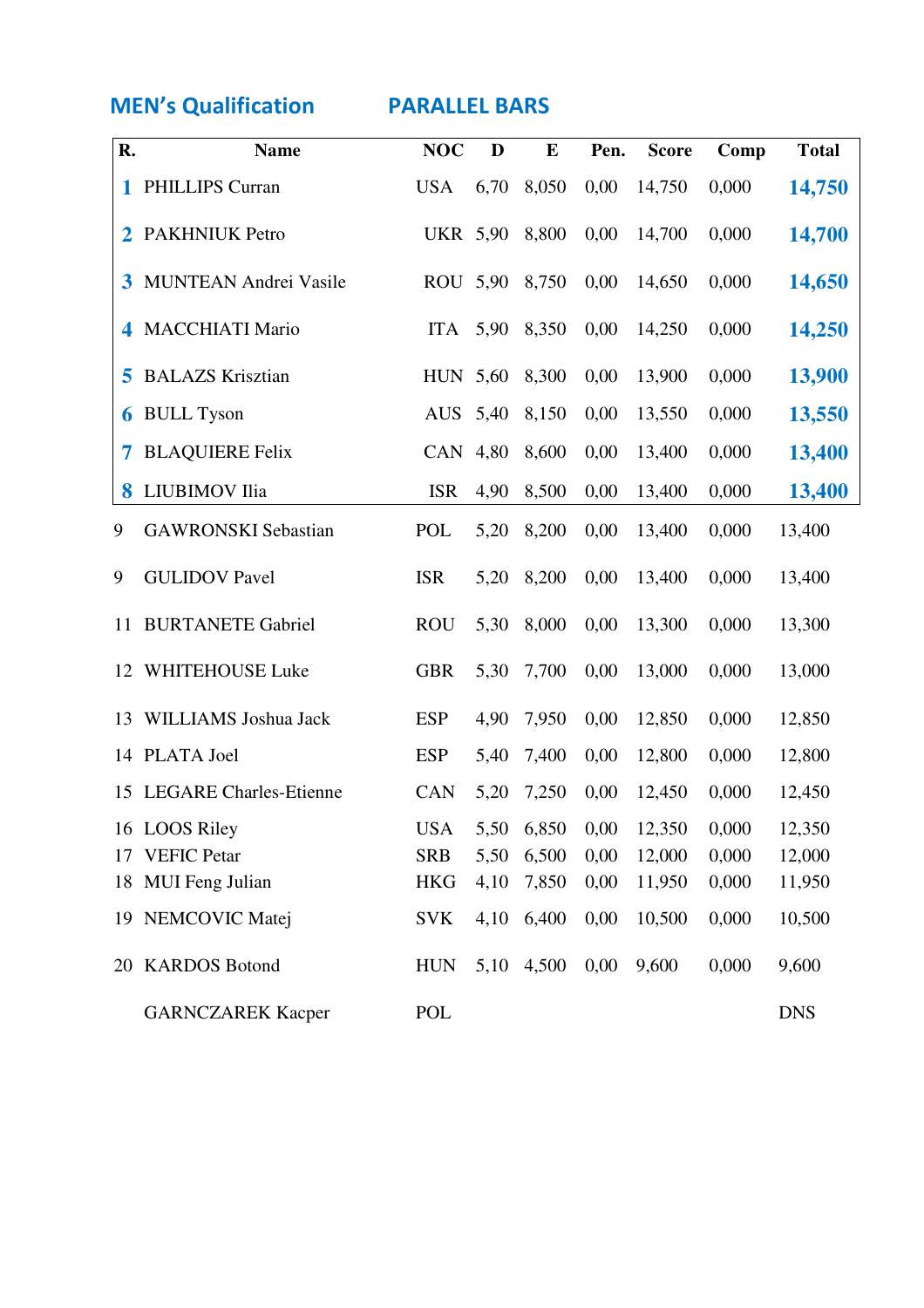## MEN's Qualification PARALLEL BARS

| R. | Name | NOC | D | E | Pen. | Score | Comp | Total |
|---|---|---|---|---|---|---|---|---|
| 1 | PHILLIPS Curran | USA | 6,70 | 8,050 | 0,00 | 14,750 | 0,000 | 14,750 |
| 2 | PAKHNIUK Petro | UKR | 5,90 | 8,800 | 0,00 | 14,700 | 0,000 | 14,700 |
| 3 | MUNTEAN Andrei Vasile | ROU | 5,90 | 8,750 | 0,00 | 14,650 | 0,000 | 14,650 |
| 4 | MACCHIATI Mario | ITA | 5,90 | 8,350 | 0,00 | 14,250 | 0,000 | 14,250 |
| 5 | BALAZS Krisztian | HUN | 5,60 | 8,300 | 0,00 | 13,900 | 0,000 | 13,900 |
| 6 | BULL Tyson | AUS | 5,40 | 8,150 | 0,00 | 13,550 | 0,000 | 13,550 |
| 7 | BLAQUIERE Felix | CAN | 4,80 | 8,600 | 0,00 | 13,400 | 0,000 | 13,400 |
| 8 | LIUBIMOV Ilia | ISR | 4,90 | 8,500 | 0,00 | 13,400 | 0,000 | 13,400 |
| 9 | GAWRONSKI Sebastian | POL | 5,20 | 8,200 | 0,00 | 13,400 | 0,000 | 13,400 |
| 9 | GULIDOV Pavel | ISR | 5,20 | 8,200 | 0,00 | 13,400 | 0,000 | 13,400 |
| 11 | BURTANETE Gabriel | ROU | 5,30 | 8,000 | 0,00 | 13,300 | 0,000 | 13,300 |
| 12 | WHITEHOUSE Luke | GBR | 5,30 | 7,700 | 0,00 | 13,000 | 0,000 | 13,000 |
| 13 | WILLIAMS Joshua Jack | ESP | 4,90 | 7,950 | 0,00 | 12,850 | 0,000 | 12,850 |
| 14 | PLATA Joel | ESP | 5,40 | 7,400 | 0,00 | 12,800 | 0,000 | 12,800 |
| 15 | LEGARE Charles-Etienne | CAN | 5,20 | 7,250 | 0,00 | 12,450 | 0,000 | 12,450 |
| 16 | LOOS Riley | USA | 5,50 | 6,850 | 0,00 | 12,350 | 0,000 | 12,350 |
| 17 | VEFIC Petar | SRB | 5,50 | 6,500 | 0,00 | 12,000 | 0,000 | 12,000 |
| 18 | MUI Feng Julian | HKG | 4,10 | 7,850 | 0,00 | 11,950 | 0,000 | 11,950 |
| 19 | NEMCOVIC Matej | SVK | 4,10 | 6,400 | 0,00 | 10,500 | 0,000 | 10,500 |
| 20 | KARDOS Botond | HUN | 5,10 | 4,500 | 0,00 | 9,600 | 0,000 | 9,600 |
| | GARNCZAREK Kacper | POL | | | | | | DNS |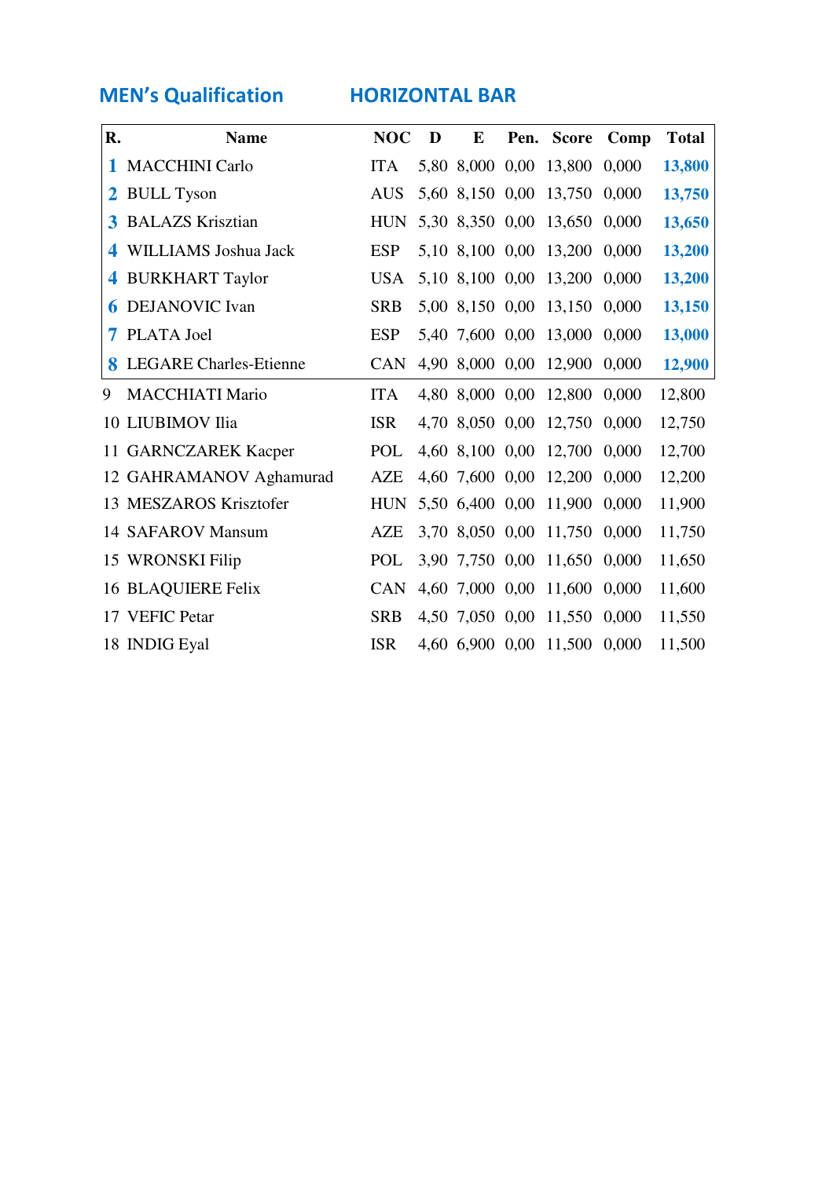## MEN's Qualification HORIZONTAL BAR

| R. | Name | NOC | D | E | Pen. | Score | Comp | Total |
|---|---|---|---|---|---|---|---|---|
| **1** | MACCHINI Carlo | ITA | 5,80 | 8,000 | 0,00 | 13,800 | 0,000 | **13,800** |
| **2** | BULL Tyson | AUS | 5,60 | 8,150 | 0,00 | 13,750 | 0,000 | **13,750** |
| **3** | BALAZS Krisztian | HUN | 5,30 | 8,350 | 0,00 | 13,650 | 0,000 | **13,650** |
| **4** | WILLIAMS Joshua Jack | ESP | 5,10 | 8,100 | 0,00 | 13,200 | 0,000 | **13,200** |
| **4** | BURKHART Taylor | USA | 5,10 | 8,100 | 0,00 | 13,200 | 0,000 | **13,200** |
| **6** | DEJANOVIC Ivan | SRB | 5,00 | 8,150 | 0,00 | 13,150 | 0,000 | **13,150** |
| **7** | PLATA Joel | ESP | 5,40 | 7,600 | 0,00 | 13,000 | 0,000 | **13,000** |
| **8** | LEGARE Charles-Etienne | CAN | 4,90 | 8,000 | 0,00 | 12,900 | 0,000 | **12,900** |
| 9 | MACCHIATI Mario | ITA | 4,80 | 8,000 | 0,00 | 12,800 | 0,000 | 12,800 |
| 10 | LIUBIMOV Ilia | ISR | 4,70 | 8,050 | 0,00 | 12,750 | 0,000 | 12,750 |
| 11 | GARNCZAREK Kacper | POL | 4,60 | 8,100 | 0,00 | 12,700 | 0,000 | 12,700 |
| 12 | GAHRAMANOV Aghamurad | AZE | 4,60 | 7,600 | 0,00 | 12,200 | 0,000 | 12,200 |
| 13 | MESZAROS Krisztofer | HUN | 5,50 | 6,400 | 0,00 | 11,900 | 0,000 | 11,900 |
| 14 | SAFAROV Mansum | AZE | 3,70 | 8,050 | 0,00 | 11,750 | 0,000 | 11,750 |
| 15 | WRONSKI Filip | POL | 3,90 | 7,750 | 0,00 | 11,650 | 0,000 | 11,650 |
| 16 | BLAQUIERE Felix | CAN | 4,60 | 7,000 | 0,00 | 11,600 | 0,000 | 11,600 |
| 17 | VEFIC Petar | SRB | 4,50 | 7,050 | 0,00 | 11,550 | 0,000 | 11,550 |
| 18 | INDIG Eyal | ISR | 4,60 | 6,900 | 0,00 | 11,500 | 0,000 | 11,500 |